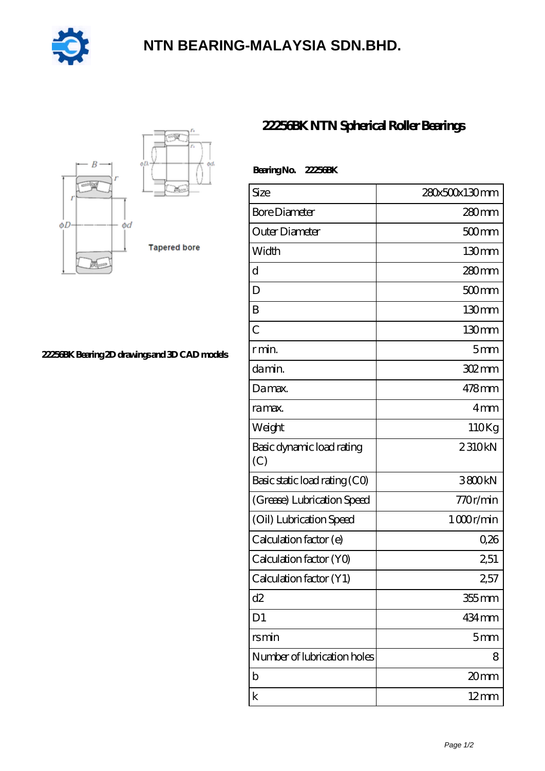# NTN BEARING-MALAYSIA SDN.BHD.

Tapered bore

22256BK Bearing 2D drawings and 3D CAD models

## 22256BK NTN Spherical Roller Bearings

**Bearing No. 22256BK**

| Size | 280x500x130 mm |
|---|---|
| Bore Diameter | 280 mm |
| Outer Diameter | 500 mm |
| Width | 130 mm |
| d | 280 mm |
| D | 500 mm |
| B | 130 mm |
| C | 130 mm |
| r min. | 5 mm |
| da min. | 302 mm |
| Da max. | 478 mm |
| ra max. | 4 mm |
| Weight | 110 Kg |
| Basic dynamic load rating (C) | 2 310 kN |
| Basic static load rating (C0) | 3 800 kN |
| (Grease) Lubrication Speed | 770 r/min |
| (Oil) Lubrication Speed | 1 000 r/min |
| Calculation factor (e) | 0,26 |
| Calculation factor (Y0) | 2,51 |
| Calculation factor (Y1) | 2,57 |
| d2 | 355 mm |
| D1 | 434 mm |
| rs min | 5 mm |
| Number of lubrication holes | 8 |
| b | 20 mm |
| k | 12 mm |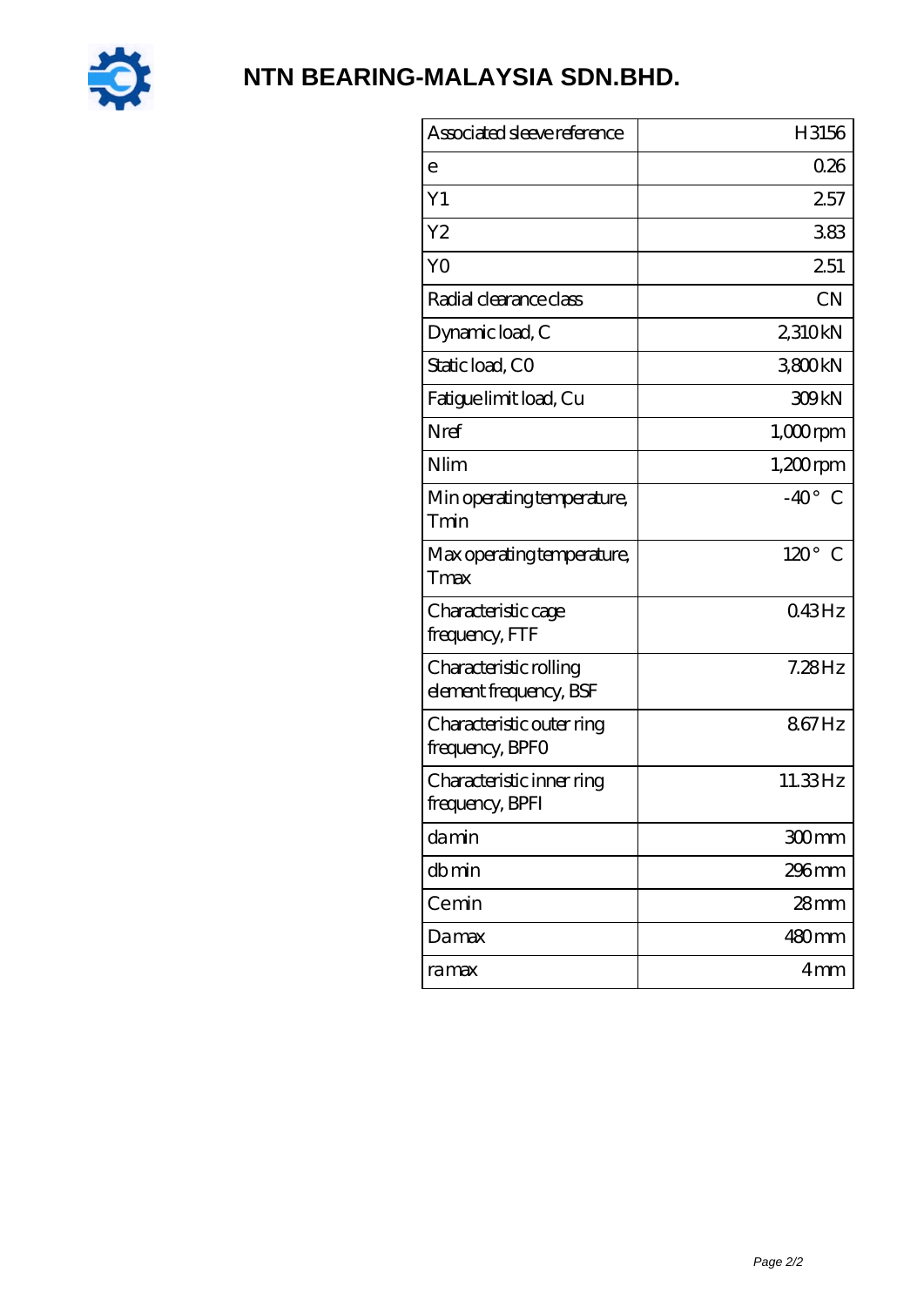# NTN BEARING-MALAYSIA SDN.BHD.

| | |
|---|---|
| Associated sleeve reference | H3156 |
| e | 0.26 |
| Y1 | 2.57 |
| Y2 | 3.83 |
| Y0 | 2.51 |
| Radial clearance class | CN |
| Dynamic load, C | 2,310 kN |
| Static load, C0 | 3,800 kN |
| Fatigue limit load, Cu | 309 kN |
| Nref | 1,000 rpm |
| Nlim | 1,200 rpm |
| Min operating temperature, Tmin | -40 ° C |
| Max operating temperature, Tmax | 120 ° C |
| Characteristic cage frequency, FTF | 0.43 Hz |
| Characteristic rolling element frequency, BSF | 7.28 Hz |
| Characteristic outer ring frequency, BPFO | 8.67 Hz |
| Characteristic inner ring frequency, BPFI | 11.33 Hz |
| da min | 300 mm |
| db min | 296 mm |
| Ce min | 28 mm |
| Da max | 480 mm |
| ra max | 4 mm |